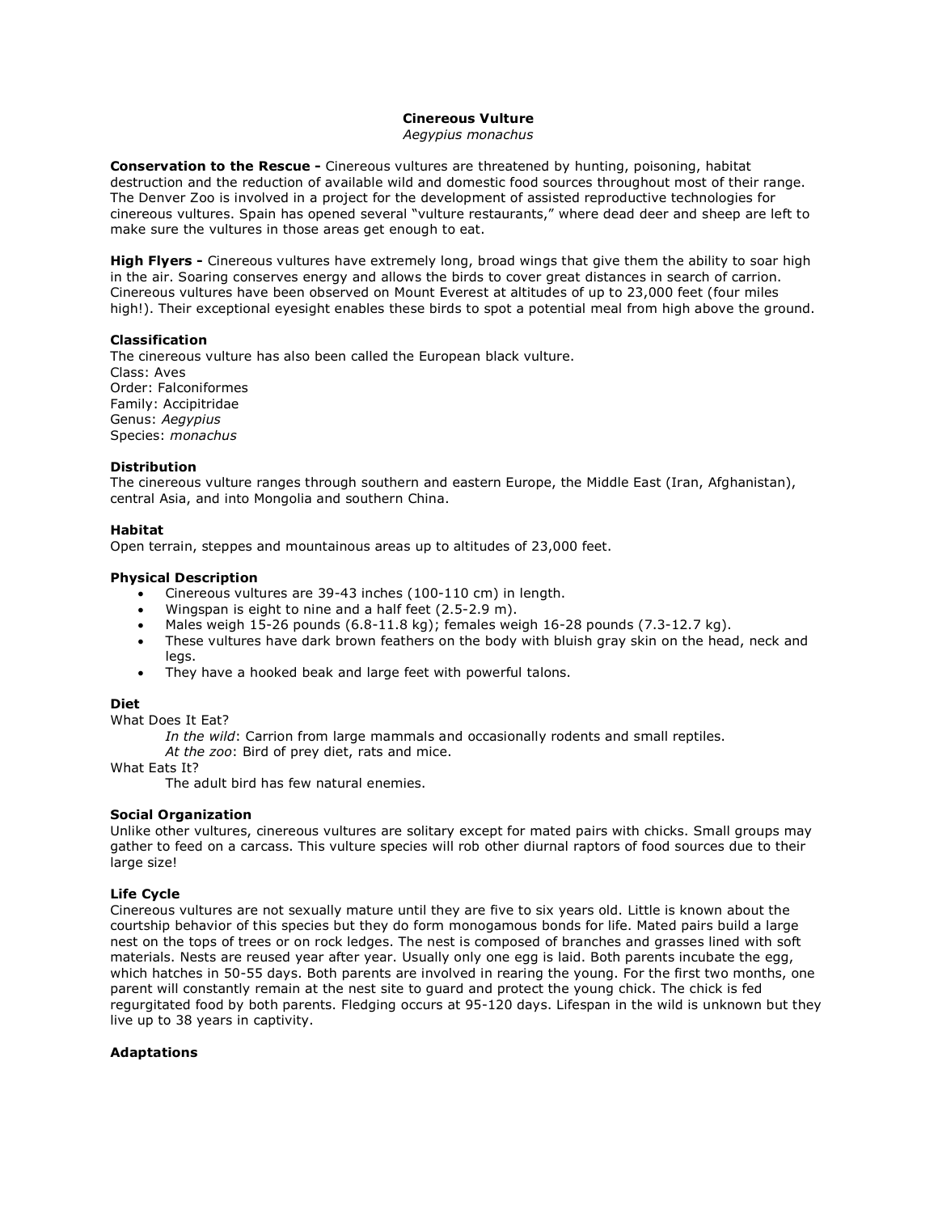# Cinereous Vulture

*Aegypius monachus*

**Conservation to the Rescue -** Cinereous vultures are threatened by hunting, poisoning, habitat destruction and the reduction of available wild and domestic food sources throughout most of their range. The Denver Zoo is involved in a project for the development of assisted reproductive technologies for cinereous vultures. Spain has opened several "vulture restaurants," where dead deer and sheep are left to make sure the vultures in those areas get enough to eat.

**High Flyers -** Cinereous vultures have extremely long, broad wings that give them the ability to soar high in the air. Soaring conserves energy and allows the birds to cover great distances in search of carrion. Cinereous vultures have been observed on Mount Everest at altitudes of up to 23,000 feet (four miles high!). Their exceptional eyesight enables these birds to spot a potential meal from high above the ground.

## Classification

The cinereous vulture has also been called the European black vulture.
Class: Aves
Order: Falconiformes
Family: Accipitridae
Genus: *Aegypius*
Species: *monachus*

## Distribution

The cinereous vulture ranges through southern and eastern Europe, the Middle East (Iran, Afghanistan), central Asia, and into Mongolia and southern China.

## Habitat

Open terrain, steppes and mountainous areas up to altitudes of 23,000 feet.

## Physical Description

- Cinereous vultures are 39-43 inches (100-110 cm) in length.
- Wingspan is eight to nine and a half feet (2.5-2.9 m).
- Males weigh 15-26 pounds (6.8-11.8 kg); females weigh 16-28 pounds (7.3-12.7 kg).
- These vultures have dark brown feathers on the body with bluish gray skin on the head, neck and legs.
- They have a hooked beak and large feet with powerful talons.

## Diet

What Does It Eat?

*In the wild*: Carrion from large mammals and occasionally rodents and small reptiles.
*At the zoo*: Bird of prey diet, rats and mice.

What Eats It?

The adult bird has few natural enemies.

## Social Organization

Unlike other vultures, cinereous vultures are solitary except for mated pairs with chicks. Small groups may gather to feed on a carcass. This vulture species will rob other diurnal raptors of food sources due to their large size!

## Life Cycle

Cinereous vultures are not sexually mature until they are five to six years old. Little is known about the courtship behavior of this species but they do form monogamous bonds for life. Mated pairs build a large nest on the tops of trees or on rock ledges. The nest is composed of branches and grasses lined with soft materials. Nests are reused year after year. Usually only one egg is laid. Both parents incubate the egg, which hatches in 50-55 days. Both parents are involved in rearing the young. For the first two months, one parent will constantly remain at the nest site to guard and protect the young chick. The chick is fed regurgitated food by both parents. Fledging occurs at 95-120 days. Lifespan in the wild is unknown but they live up to 38 years in captivity.

## Adaptations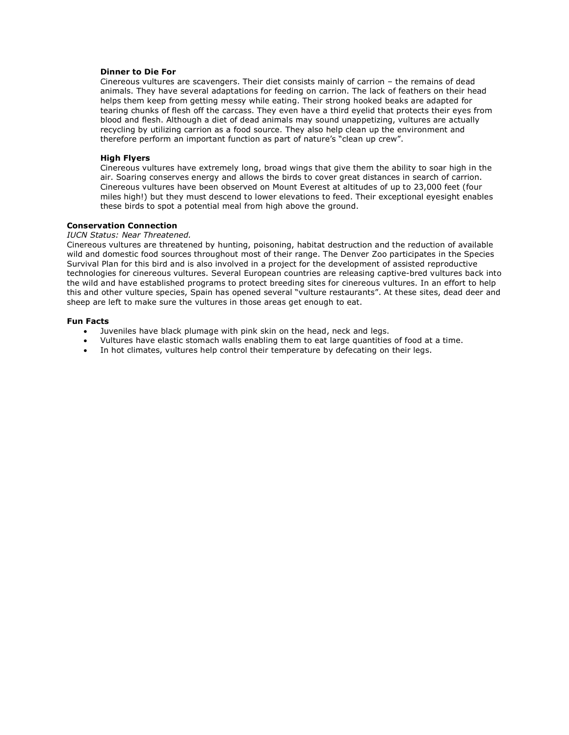### Dinner to Die For

Cinereous vultures are scavengers. Their diet consists mainly of carrion – the remains of dead animals. They have several adaptations for feeding on carrion. The lack of feathers on their head helps them keep from getting messy while eating. Their strong hooked beaks are adapted for tearing chunks of flesh off the carcass. They even have a third eyelid that protects their eyes from blood and flesh. Although a diet of dead animals may sound unappetizing, vultures are actually recycling by utilizing carrion as a food source. They also help clean up the environment and therefore perform an important function as part of nature's "clean up crew".

### High Flyers

Cinereous vultures have extremely long, broad wings that give them the ability to soar high in the air. Soaring conserves energy and allows the birds to cover great distances in search of carrion. Cinereous vultures have been observed on Mount Everest at altitudes of up to 23,000 feet (four miles high!) but they must descend to lower elevations to feed. Their exceptional eyesight enables these birds to spot a potential meal from high above the ground.

## Conservation Connection

*IUCN Status: Near Threatened.*

Cinereous vultures are threatened by hunting, poisoning, habitat destruction and the reduction of available wild and domestic food sources throughout most of their range. The Denver Zoo participates in the Species Survival Plan for this bird and is also involved in a project for the development of assisted reproductive technologies for cinereous vultures. Several European countries are releasing captive-bred vultures back into the wild and have established programs to protect breeding sites for cinereous vultures. In an effort to help this and other vulture species, Spain has opened several "vulture restaurants". At these sites, dead deer and sheep are left to make sure the vultures in those areas get enough to eat.

## Fun Facts

- Juveniles have black plumage with pink skin on the head, neck and legs.
- Vultures have elastic stomach walls enabling them to eat large quantities of food at a time.
- In hot climates, vultures help control their temperature by defecating on their legs.